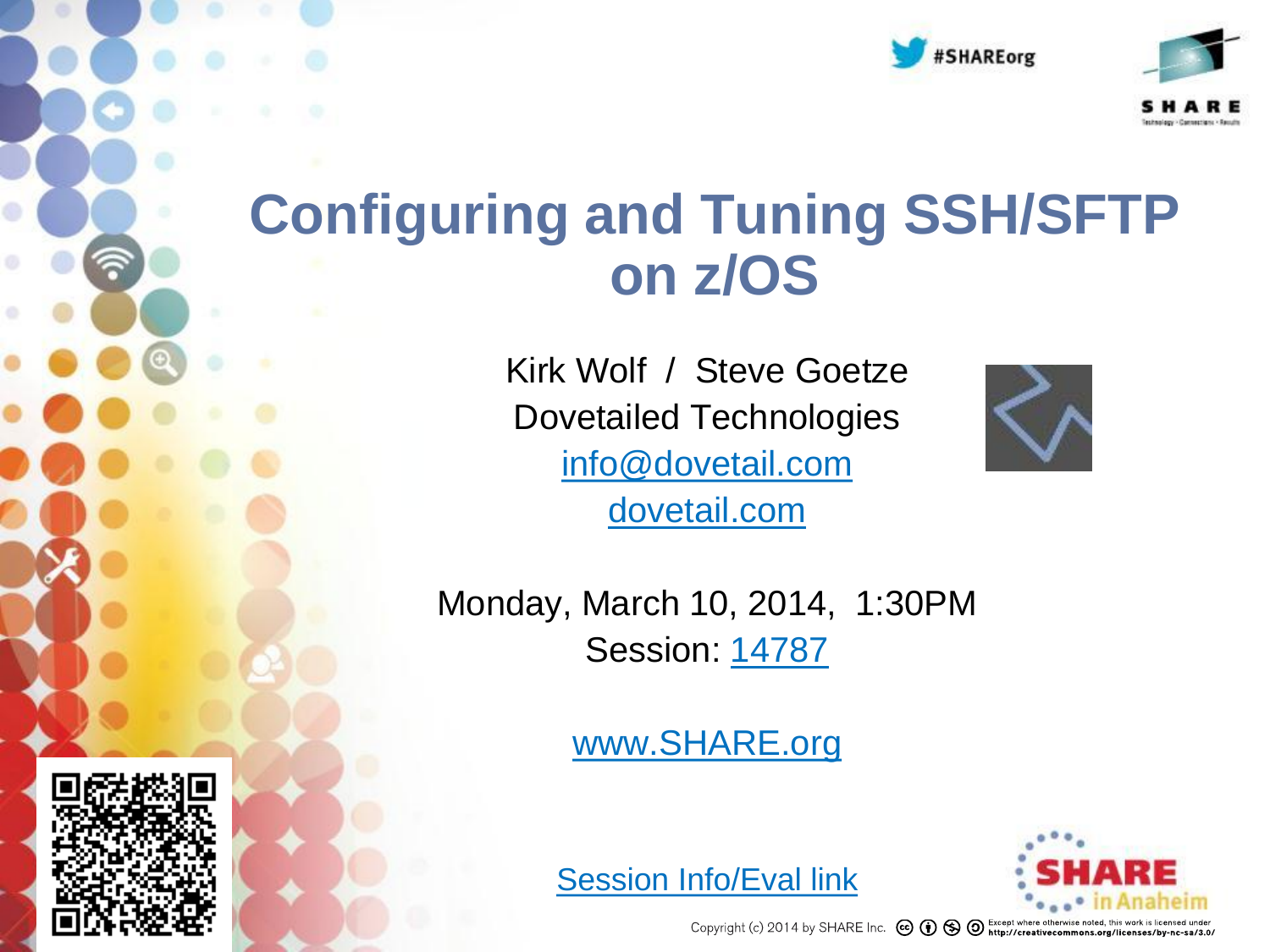# Configuring and Tuning SSH/SFTP on z/OS

Kirk Wolf / Steve Goetze
Dovetailed Technologies
info@dovetail.com
dovetail.com

Monday, March 10, 2014, 1:30PM
Session: 14787

www.SHARE.org

Session Info/Eval link

Copyright (c) 2014 by SHARE Inc. Except where otherwise noted, this work is licensed under http://creativecommons.org/licenses/by-nc-sa/3.0/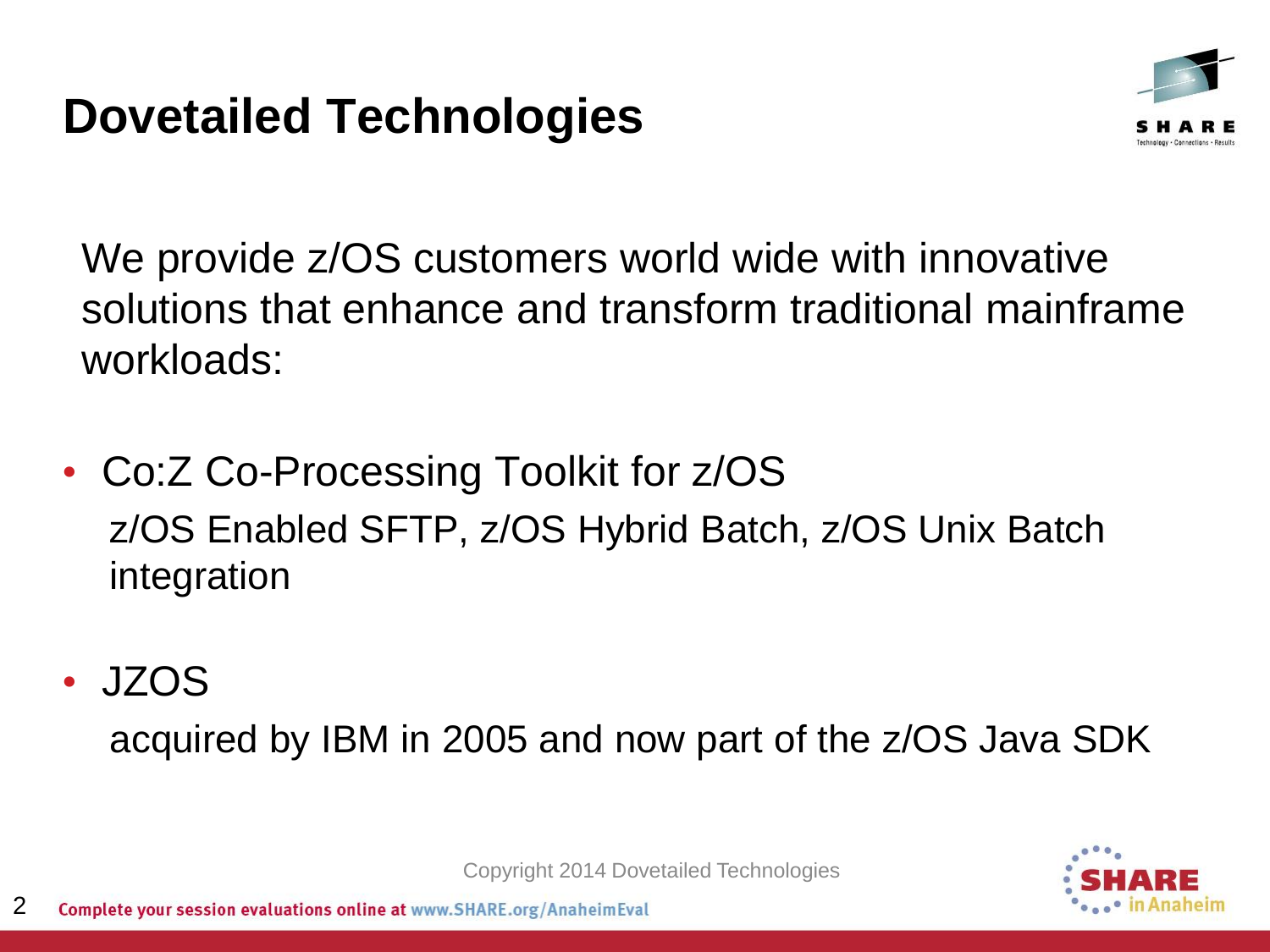# Dovetailed Technologies

We provide z/OS customers world wide with innovative solutions that enhance and transform traditional mainframe workloads:

- Co:Z Co-Processing Toolkit for z/OS

  z/OS Enabled SFTP, z/OS Hybrid Batch, z/OS Unix Batch integration

- JZOS

  acquired by IBM in 2005 and now part of the z/OS Java SDK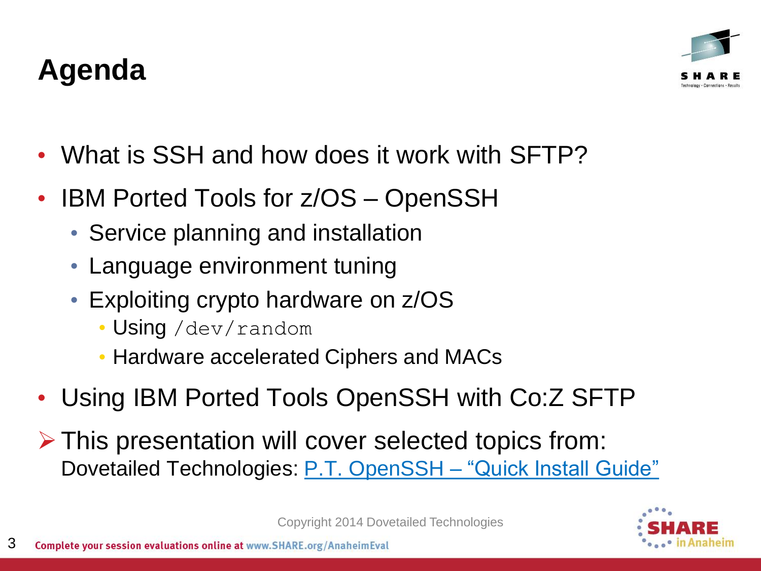# Agenda

- What is SSH and how does it work with SFTP?
- IBM Ported Tools for z/OS – OpenSSH
  - Service planning and installation
  - Language environment tuning
  - Exploiting crypto hardware on z/OS
    - Using `/dev/random`
    - Hardware accelerated Ciphers and MACs
- Using IBM Ported Tools OpenSSH with Co:Z SFTP

➢ This presentation will cover selected topics from: Dovetailed Technologies: P.T. OpenSSH – "Quick Install Guide"

Copyright 2014 Dovetailed Technologies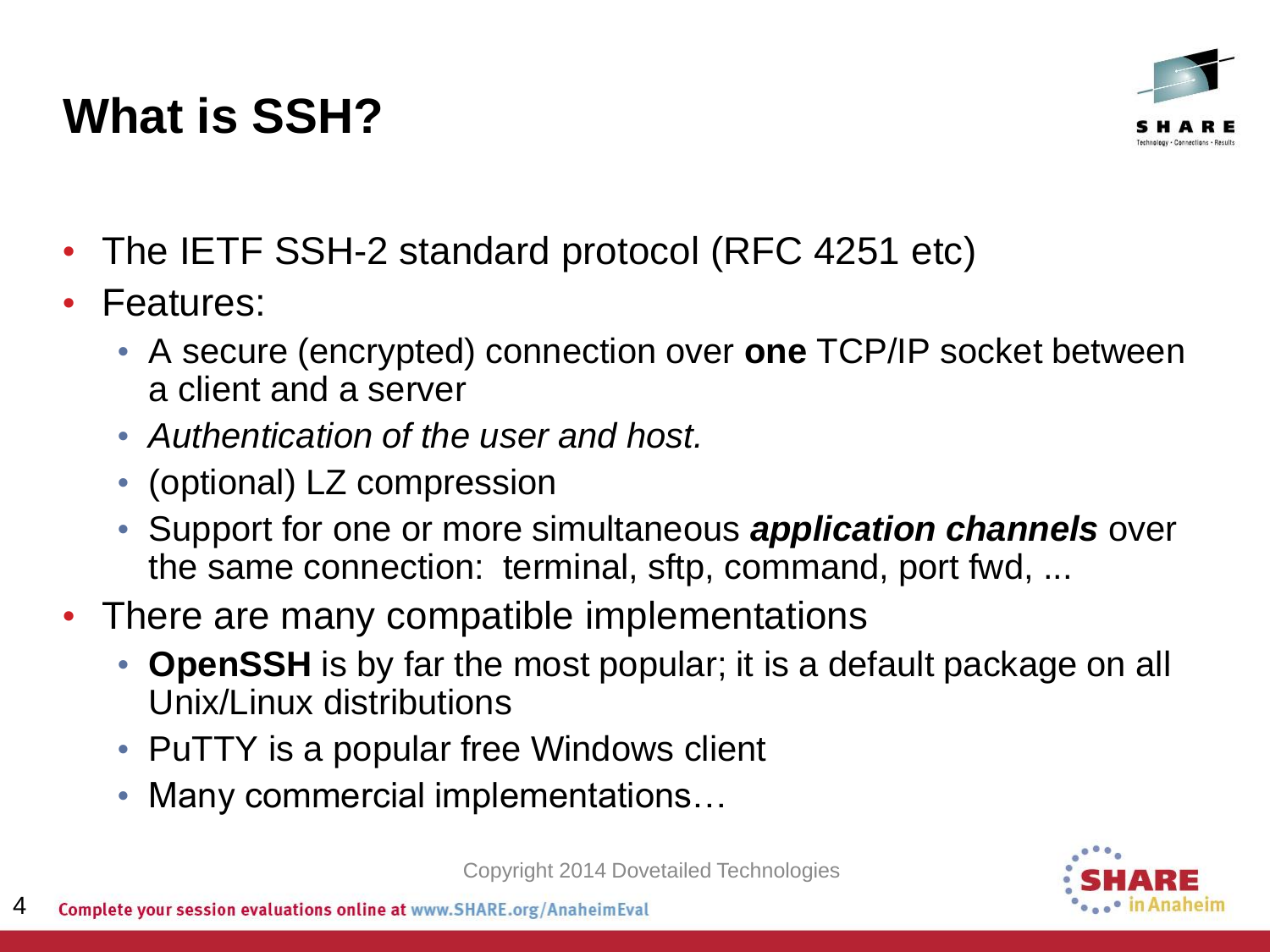# What is SSH?

- The IETF SSH-2 standard protocol (RFC 4251 etc)
- Features:
  - A secure (encrypted) connection over **one** TCP/IP socket between a client and a server
  - *Authentication of the user and host.*
  - (optional) LZ compression
  - Support for one or more simultaneous ***application channels*** over the same connection: terminal, sftp, command, port fwd, ...
- There are many compatible implementations
  - **OpenSSH** is by far the most popular; it is a default package on all Unix/Linux distributions
  - PuTTY is a popular free Windows client
  - Many commercial implementations…

Copyright 2014 Dovetailed Technologies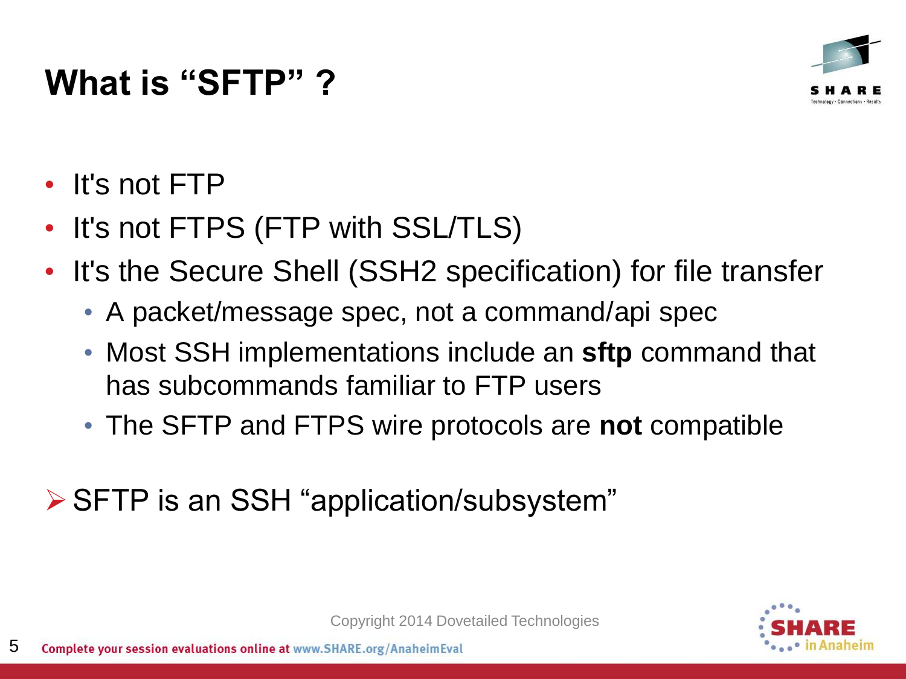# What is "SFTP" ?

- It's not FTP
- It's not FTPS (FTP with SSL/TLS)
- It's the Secure Shell (SSH2 specification) for file transfer
  - A packet/message spec, not a command/api spec
  - Most SSH implementations include an **sftp** command that has subcommands familiar to FTP users
  - The SFTP and FTPS wire protocols are **not** compatible

➢ SFTP is an SSH "application/subsystem"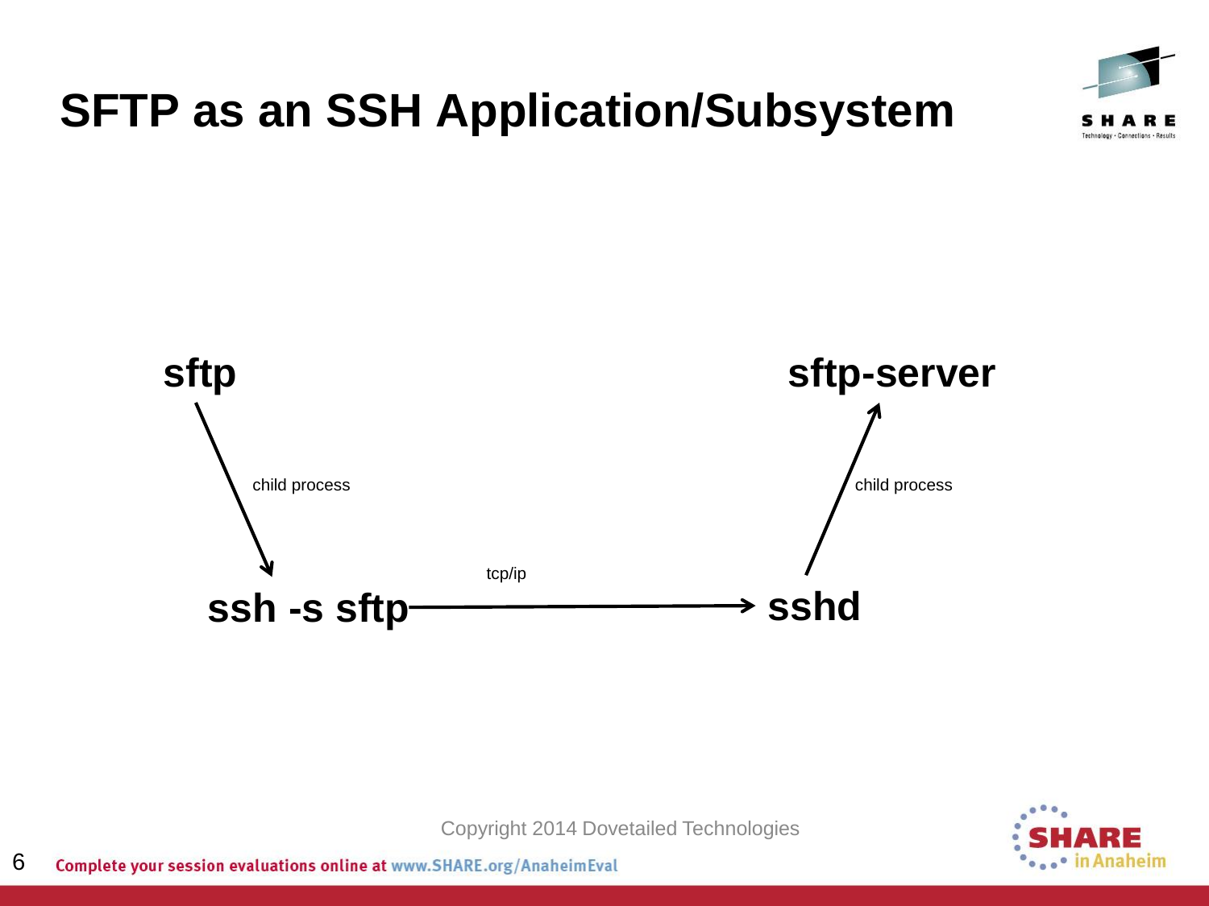# SFTP as an SSH Application/Subsystem

**sftp**

child process

**ssh -s sftp**

tcp/ip

**sshd**

child process

**sftp-server**

Copyright 2014 Dovetailed Technologies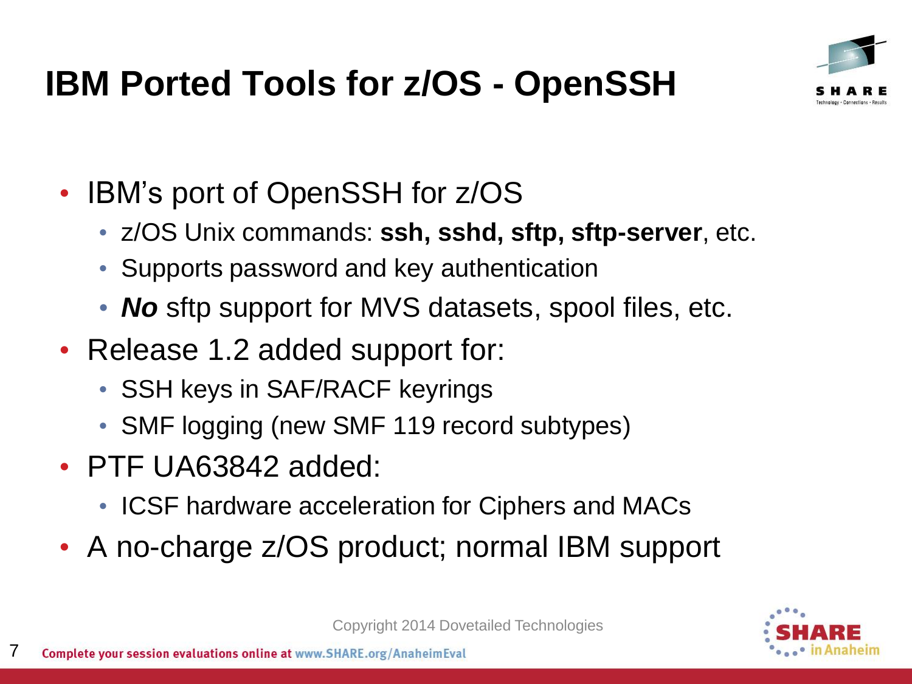# IBM Ported Tools for z/OS - OpenSSH

- IBM's port of OpenSSH for z/OS
  - z/OS Unix commands: **ssh, sshd, sftp, sftp-server**, etc.
  - Supports password and key authentication
  - ***No*** sftp support for MVS datasets, spool files, etc.
- Release 1.2 added support for:
  - SSH keys in SAF/RACF keyrings
  - SMF logging (new SMF 119 record subtypes)
- PTF UA63842 added:
  - ICSF hardware acceleration for Ciphers and MACs
- A no-charge z/OS product; normal IBM support

Copyright 2014 Dovetailed Technologies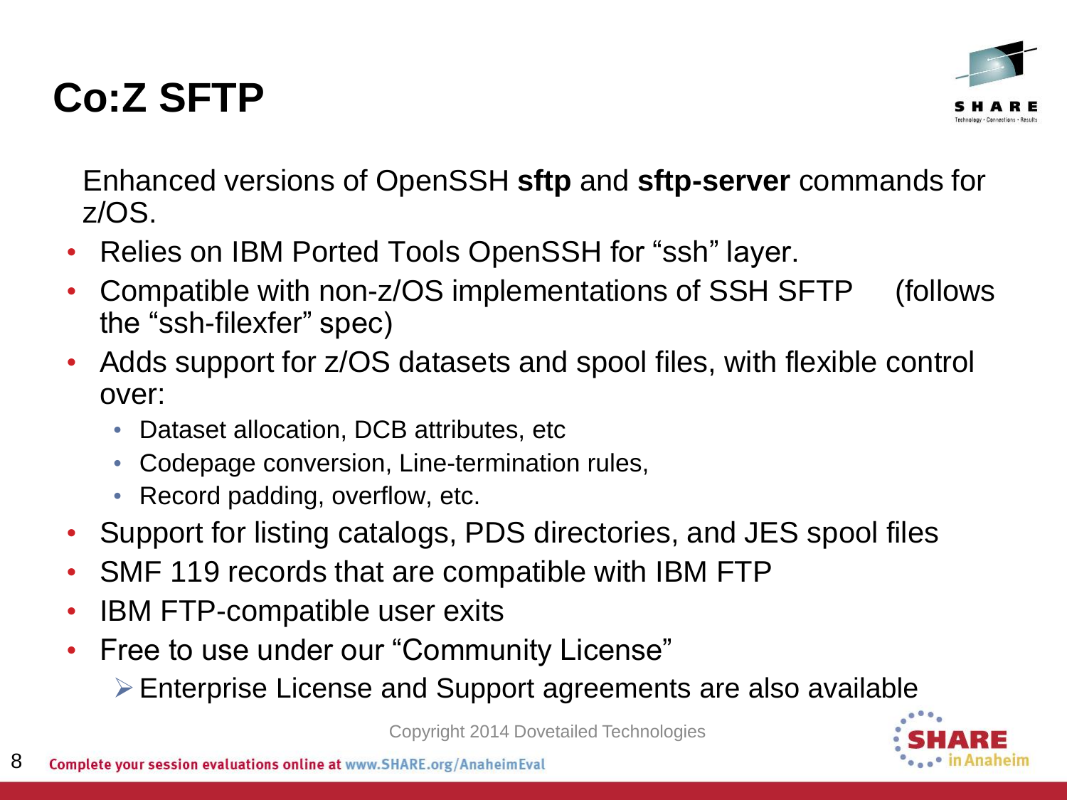# Co:Z SFTP

Enhanced versions of OpenSSH **sftp** and **sftp-server** commands for z/OS.

- Relies on IBM Ported Tools OpenSSH for “ssh” layer.
- Compatible with non-z/OS implementations of SSH SFTP (follows the “ssh-filexfer” spec)
- Adds support for z/OS datasets and spool files, with flexible control over:
  - Dataset allocation, DCB attributes, etc
  - Codepage conversion, Line-termination rules,
  - Record padding, overflow, etc.
- Support for listing catalogs, PDS directories, and JES spool files
- SMF 119 records that are compatible with IBM FTP
- IBM FTP-compatible user exits
- Free to use under our “Community License”
  - Enterprise License and Support agreements are also available

Copyright 2014 Dovetailed Technologies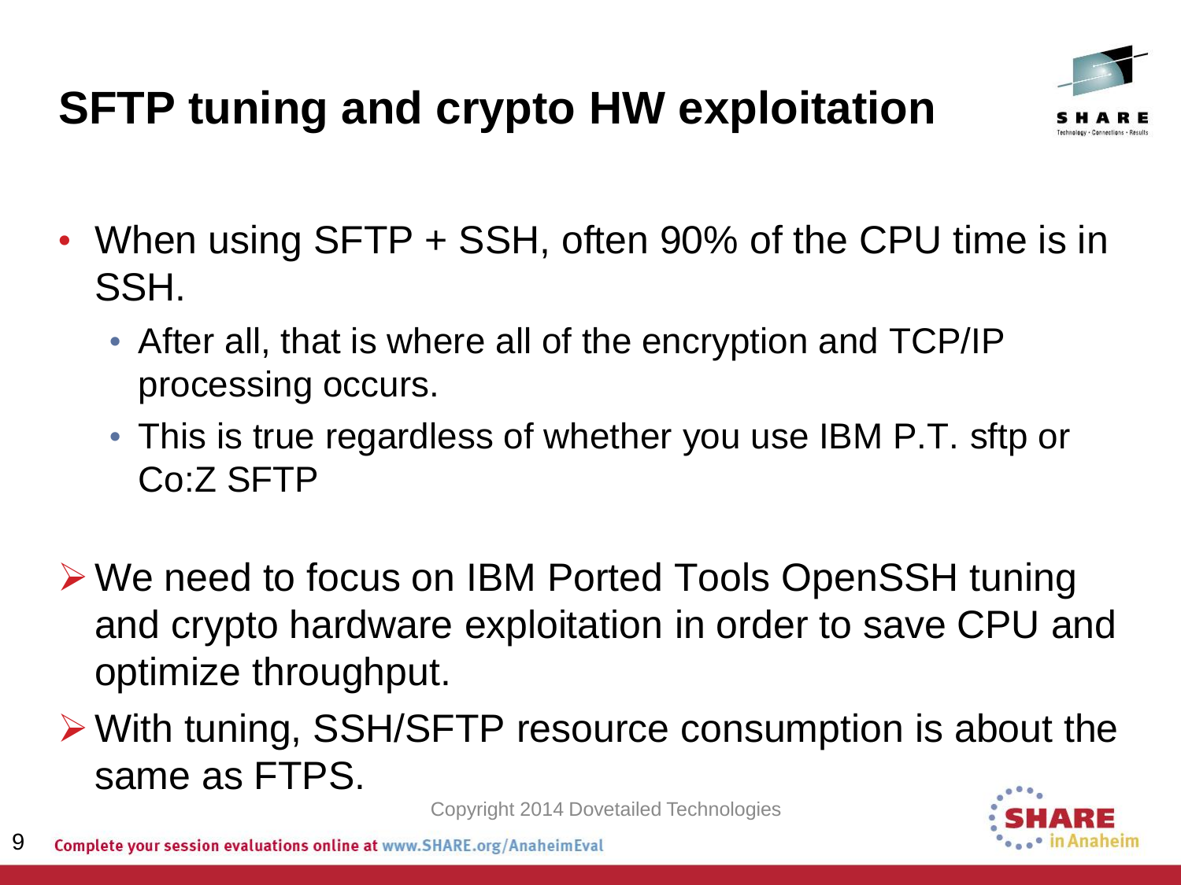# SFTP tuning and crypto HW exploitation

- When using SFTP + SSH, often 90% of the CPU time is in SSH.
  - After all, that is where all of the encryption and TCP/IP processing occurs.
  - This is true regardless of whether you use IBM P.T. sftp or Co:Z SFTP

➢ We need to focus on IBM Ported Tools OpenSSH tuning and crypto hardware exploitation in order to save CPU and optimize throughput.

➢ With tuning, SSH/SFTP resource consumption is about the same as FTPS.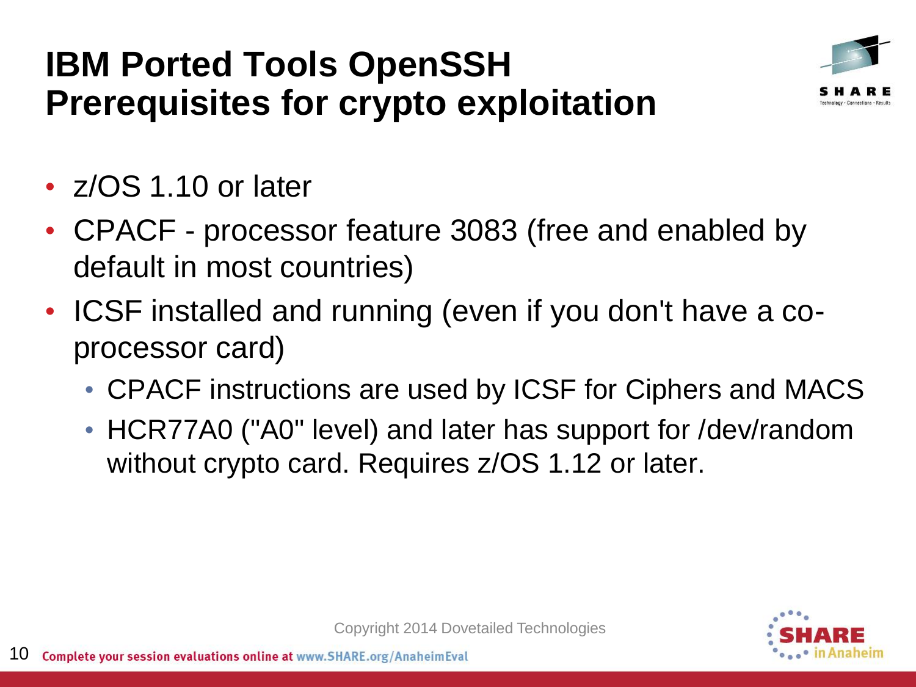# IBM Ported Tools OpenSSH Prerequisites for crypto exploitation

- z/OS 1.10 or later
- CPACF - processor feature 3083 (free and enabled by default in most countries)
- ICSF installed and running (even if you don't have a co-processor card)
  - CPACF instructions are used by ICSF for Ciphers and MACS
  - HCR77A0 ("A0" level) and later has support for /dev/random without crypto card. Requires z/OS 1.12 or later.

Copyright 2014 Dovetailed Technologies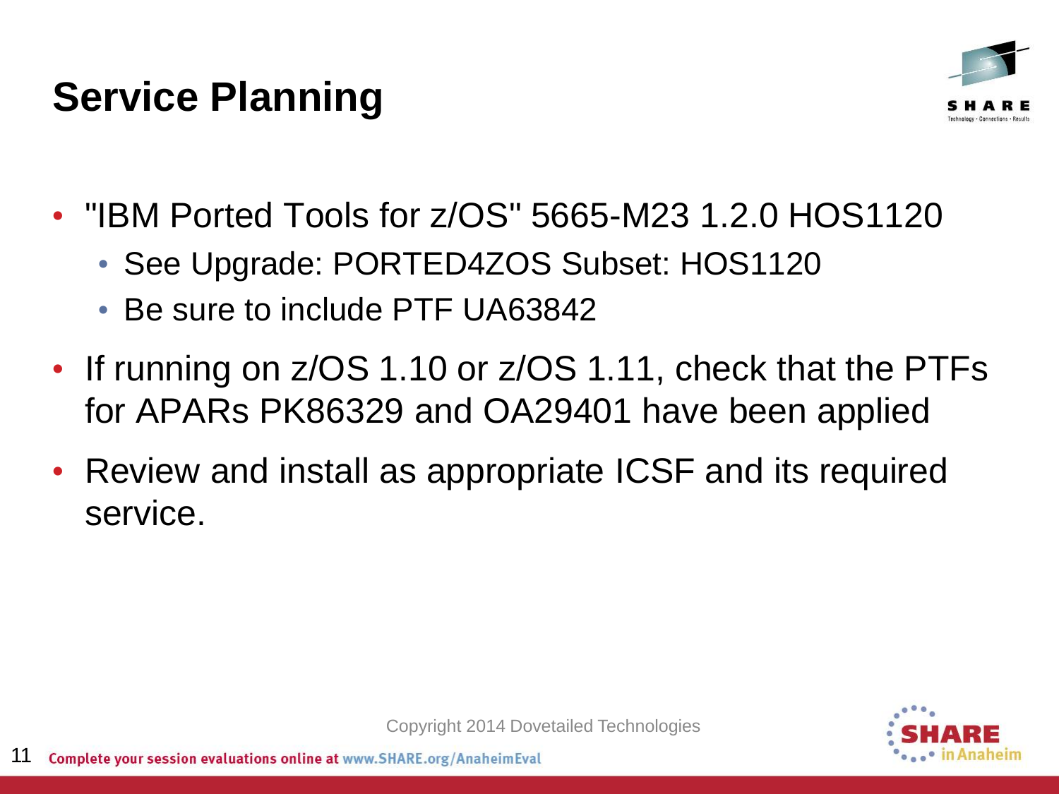# Service Planning

- "IBM Ported Tools for z/OS" 5665-M23 1.2.0 HOS1120
  - See Upgrade: PORTED4ZOS Subset: HOS1120
  - Be sure to include PTF UA63842
- If running on z/OS 1.10 or z/OS 1.11, check that the PTFs for APARs PK86329 and OA29401 have been applied
- Review and install as appropriate ICSF and its required service.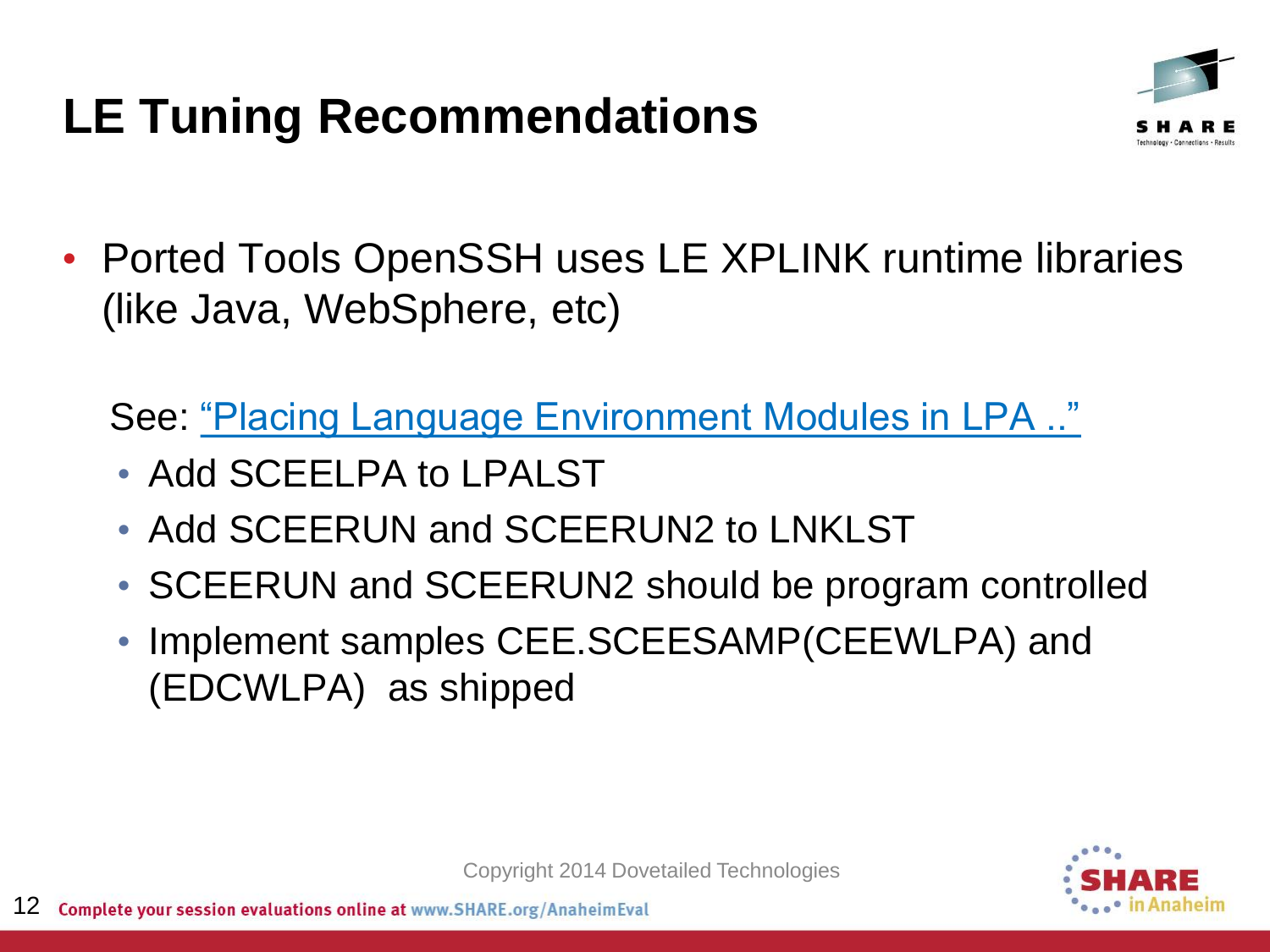# LE Tuning Recommendations

- Ported Tools OpenSSH uses LE XPLINK runtime libraries (like Java, WebSphere, etc)

  See: "Placing Language Environment Modules in LPA .."

  - Add SCEELPA to LPALST
  - Add SCEERUN and SCEERUN2 to LNKLST
  - SCEERUN and SCEERUN2 should be program controlled
  - Implement samples CEE.SCEESAMP(CEEWLPA) and (EDCWLPA) as shipped

Copyright 2014 Dovetailed Technologies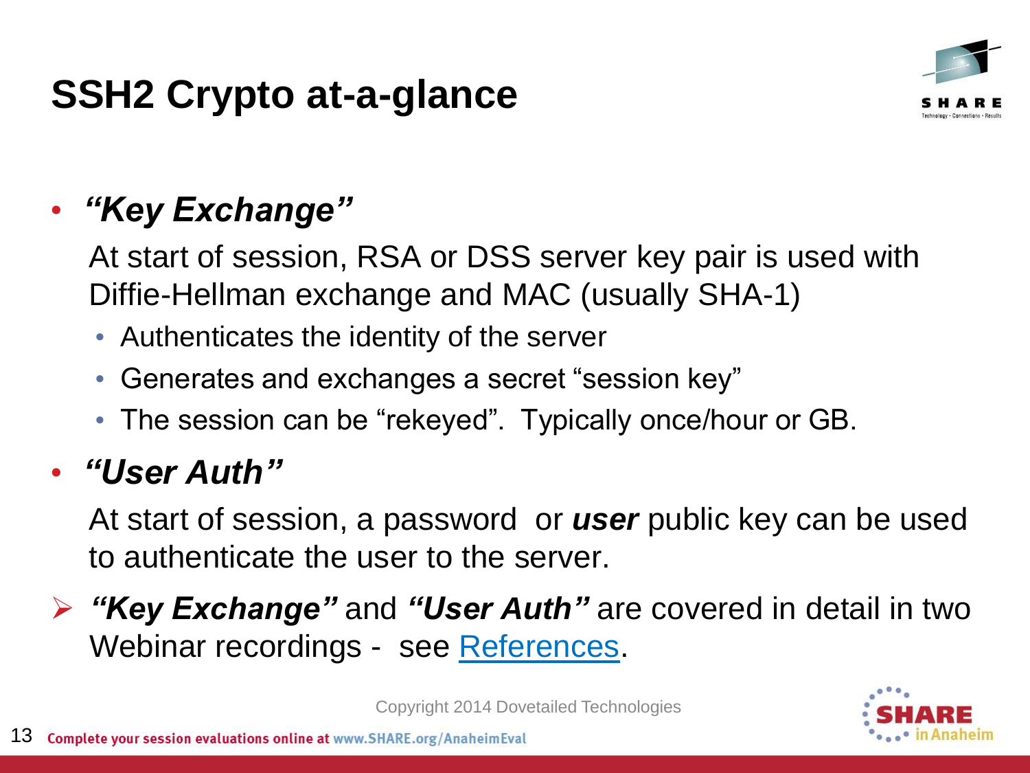# SSH2 Crypto at-a-glance

- ***"Key Exchange"***

  At start of session, RSA or DSS server key pair is used with Diffie-Hellman exchange and MAC (usually SHA-1)

  - Authenticates the identity of the server
  - Generates and exchanges a secret "session key"
  - The session can be "rekeyed". Typically once/hour or GB.

- ***"User Auth"***

  At start of session, a password or ***user*** public key can be used to authenticate the user to the server.

- ***"Key Exchange"*** and ***"User Auth"*** are covered in detail in two Webinar recordings - see References.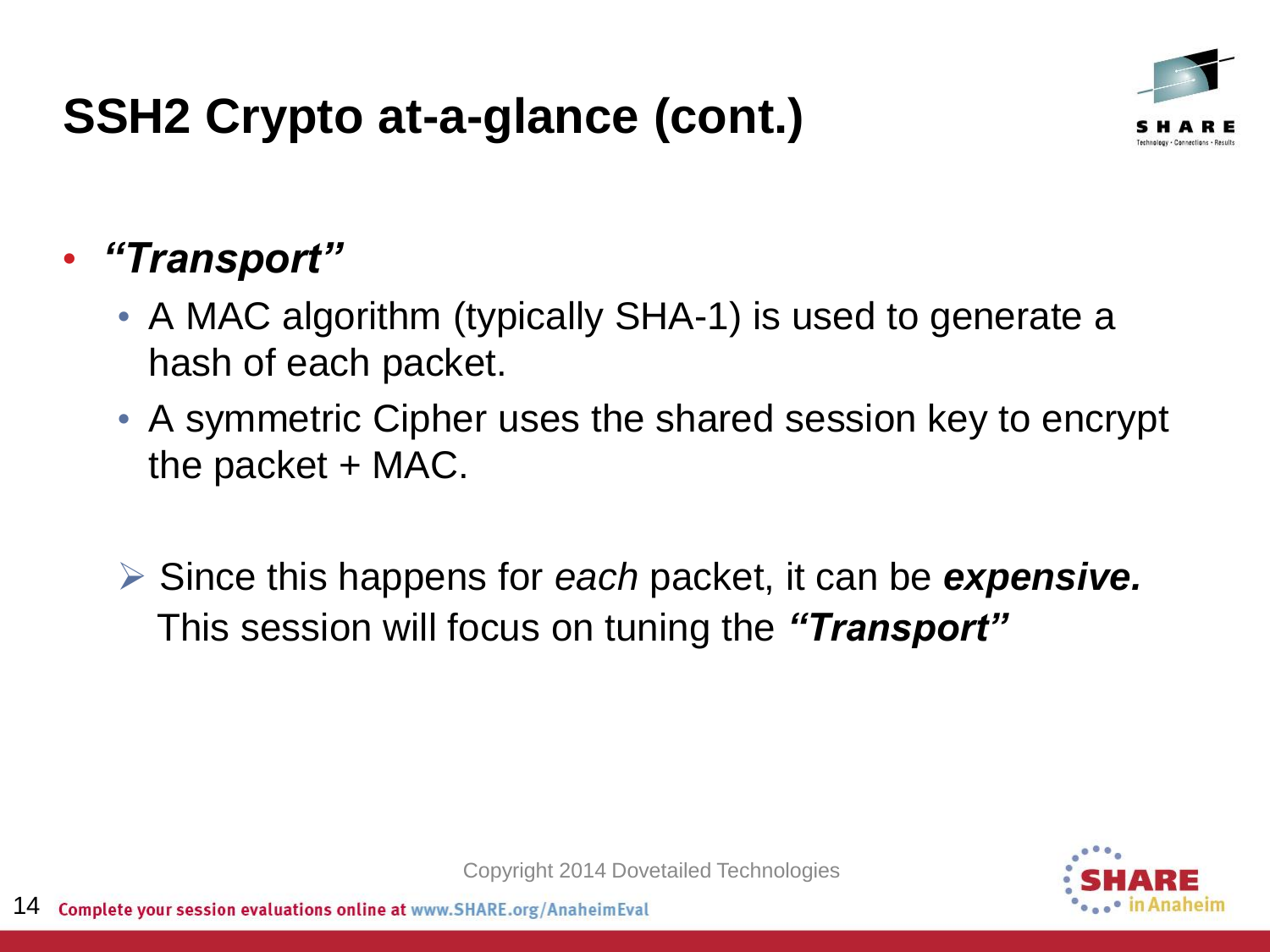# SSH2 Crypto at-a-glance (cont.)

- ***"Transport"***
  - A MAC algorithm (typically SHA-1) is used to generate a hash of each packet.
  - A symmetric Cipher uses the shared session key to encrypt the packet + MAC.

➢ Since this happens for *each* packet, it can be ***expensive.*** This session will focus on tuning the ***"Transport"***

Copyright 2014 Dovetailed Technologies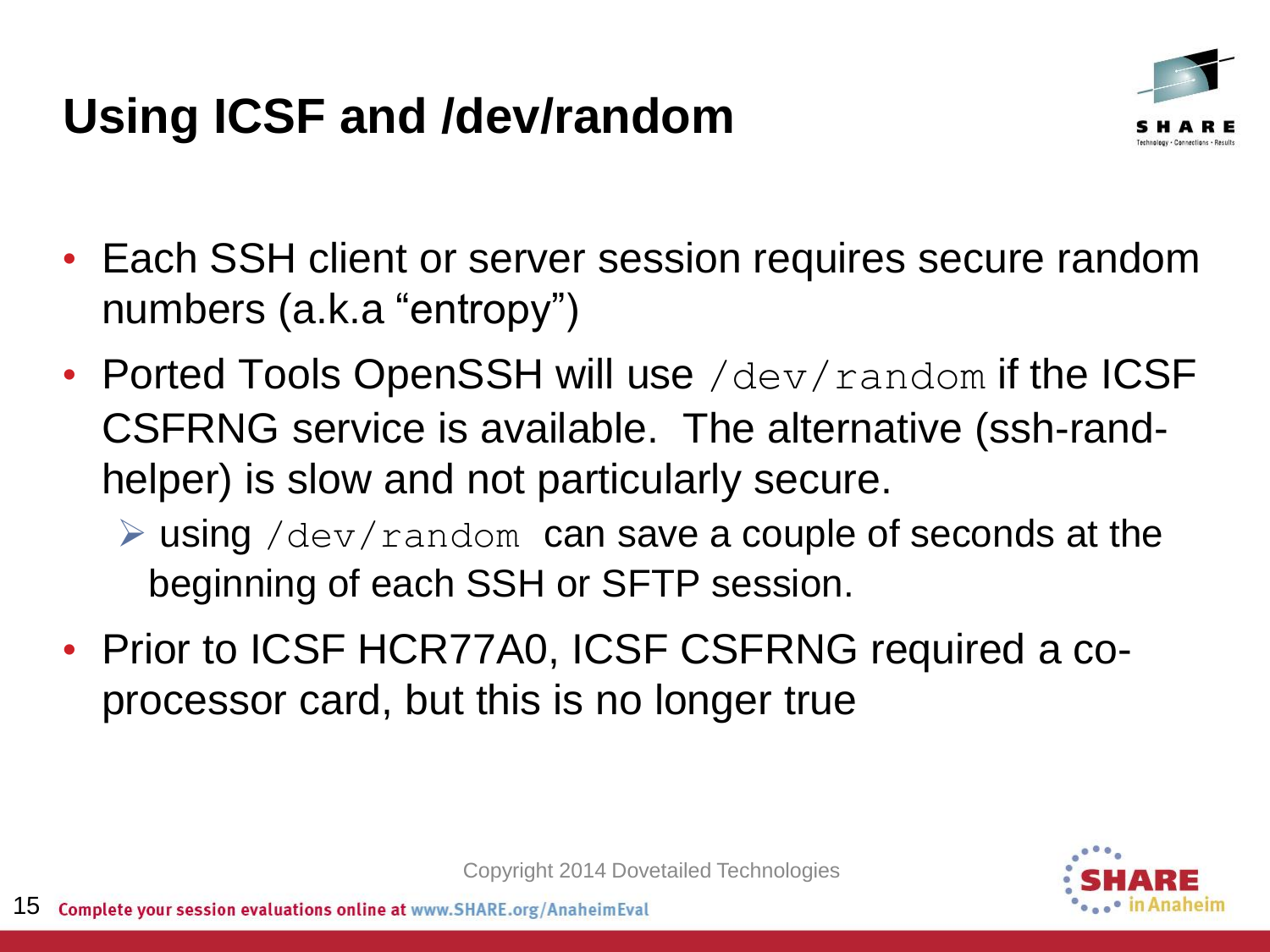# Using ICSF and /dev/random

- Each SSH client or server session requires secure random numbers (a.k.a "entropy")
- Ported Tools OpenSSH will use `/dev/random` if the ICSF CSFRNG service is available. The alternative (ssh-rand-helper) is slow and not particularly secure.
  - using `/dev/random` can save a couple of seconds at the beginning of each SSH or SFTP session.
- Prior to ICSF HCR77A0, ICSF CSFRNG required a co-processor card, but this is no longer true

Copyright 2014 Dovetailed Technologies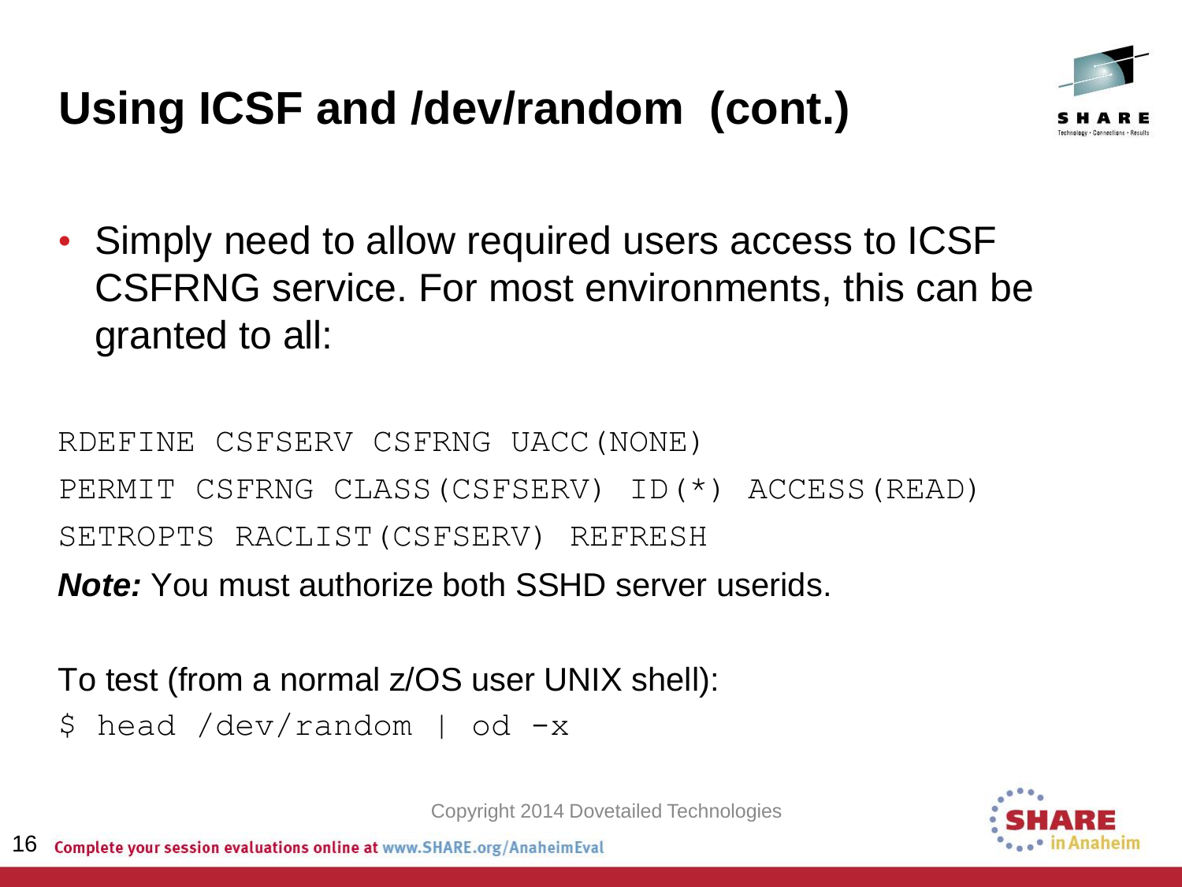# Using ICSF and /dev/random (cont.)

- Simply need to allow required users access to ICSF CSFRNG service. For most environments, this can be granted to all:

```
RDEFINE CSFSERV CSFRNG UACC(NONE)
PERMIT CSFRNG CLASS(CSFSERV) ID(*) ACCESS(READ)
SETROPTS RACLIST(CSFSERV) REFRESH
```

***Note:*** You must authorize both SSHD server userids.

To test (from a normal z/OS user UNIX shell):

```
$ head /dev/random | od -x
```

Copyright 2014 Dovetailed Technologies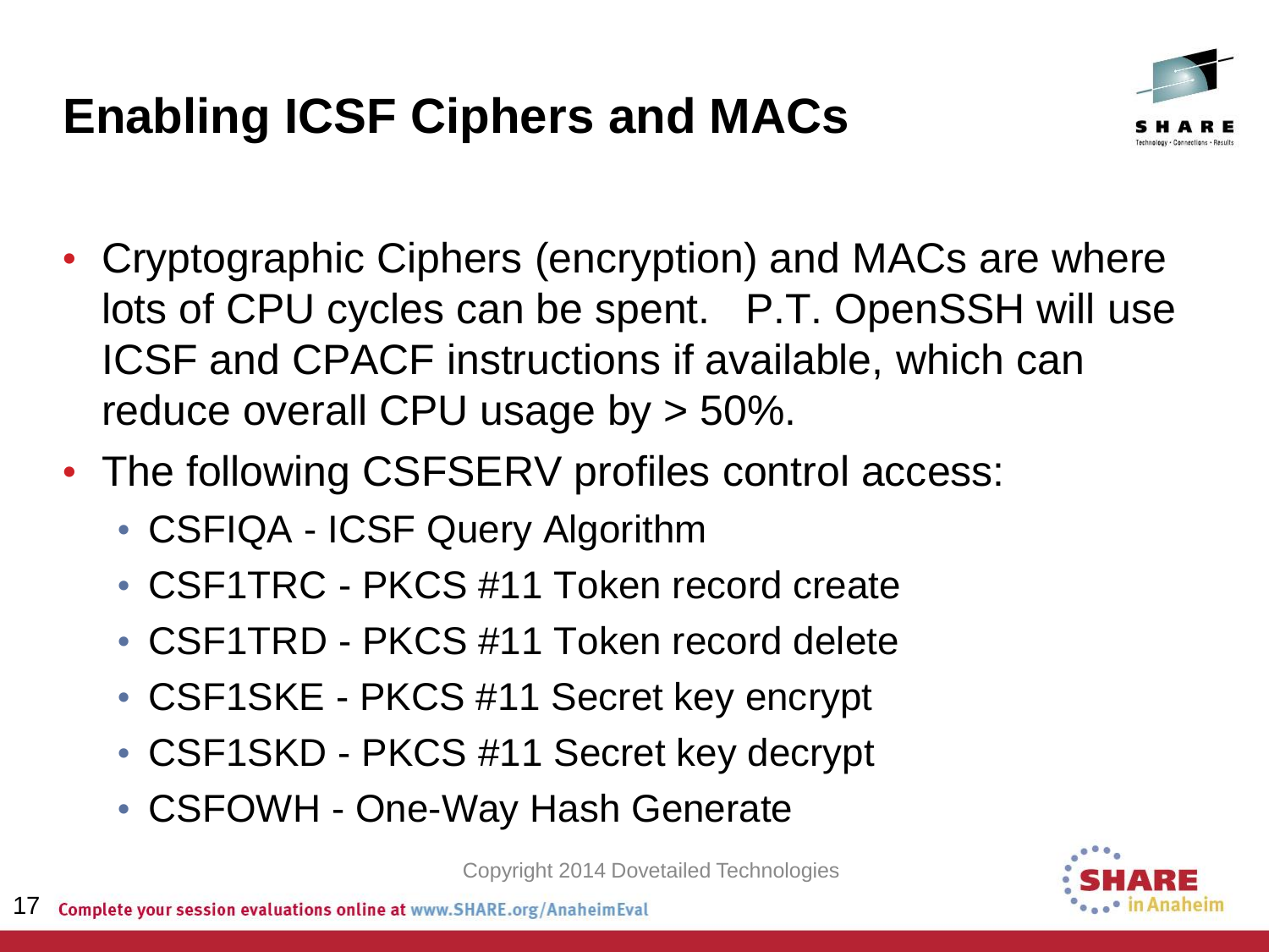# Enabling ICSF Ciphers and MACs

- Cryptographic Ciphers (encryption) and MACs are where lots of CPU cycles can be spent. P.T. OpenSSH will use ICSF and CPACF instructions if available, which can reduce overall CPU usage by > 50%.
- The following CSFSERV profiles control access:
  - CSFIQA - ICSF Query Algorithm
  - CSF1TRC - PKCS #11 Token record create
  - CSF1TRD - PKCS #11 Token record delete
  - CSF1SKE - PKCS #11 Secret key encrypt
  - CSF1SKD - PKCS #11 Secret key decrypt
  - CSFOWH - One-Way Hash Generate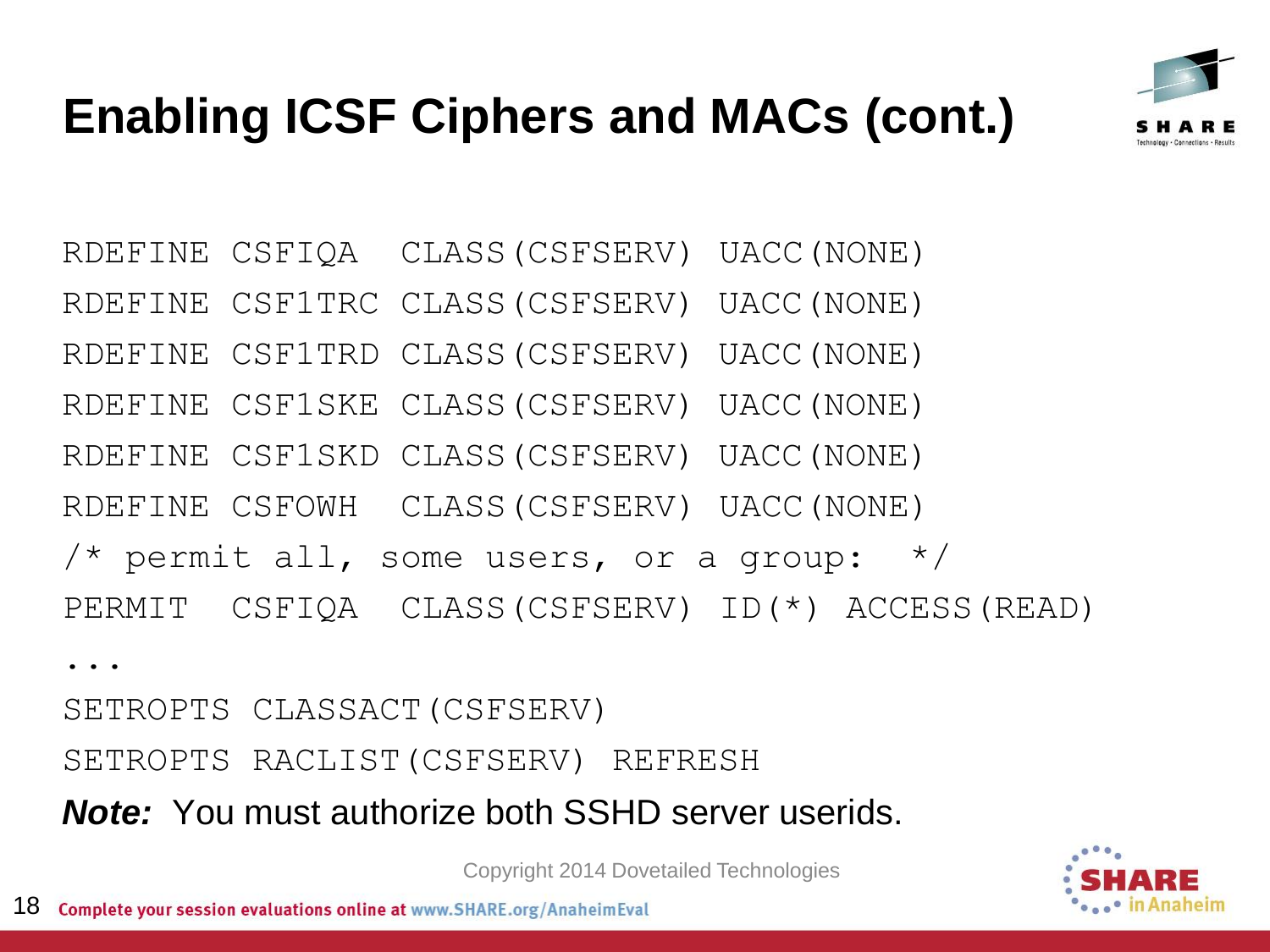# Enabling ICSF Ciphers and MACs (cont.)

```
RDEFINE CSFIQA  CLASS(CSFSERV) UACC(NONE)
RDEFINE CSF1TRC CLASS(CSFSERV) UACC(NONE)
RDEFINE CSF1TRD CLASS(CSFSERV) UACC(NONE)
RDEFINE CSF1SKE CLASS(CSFSERV) UACC(NONE)
RDEFINE CSF1SKD CLASS(CSFSERV) UACC(NONE)
RDEFINE CSFOWH  CLASS(CSFSERV) UACC(NONE)
/* permit all, some users, or a group:  */
PERMIT  CSFIQA  CLASS(CSFSERV) ID(*) ACCESS(READ)
...
SETROPTS CLASSACT(CSFSERV)
SETROPTS RACLIST(CSFSERV) REFRESH
```

***Note:*** You must authorize both SSHD server userids.

Copyright 2014 Dovetailed Technologies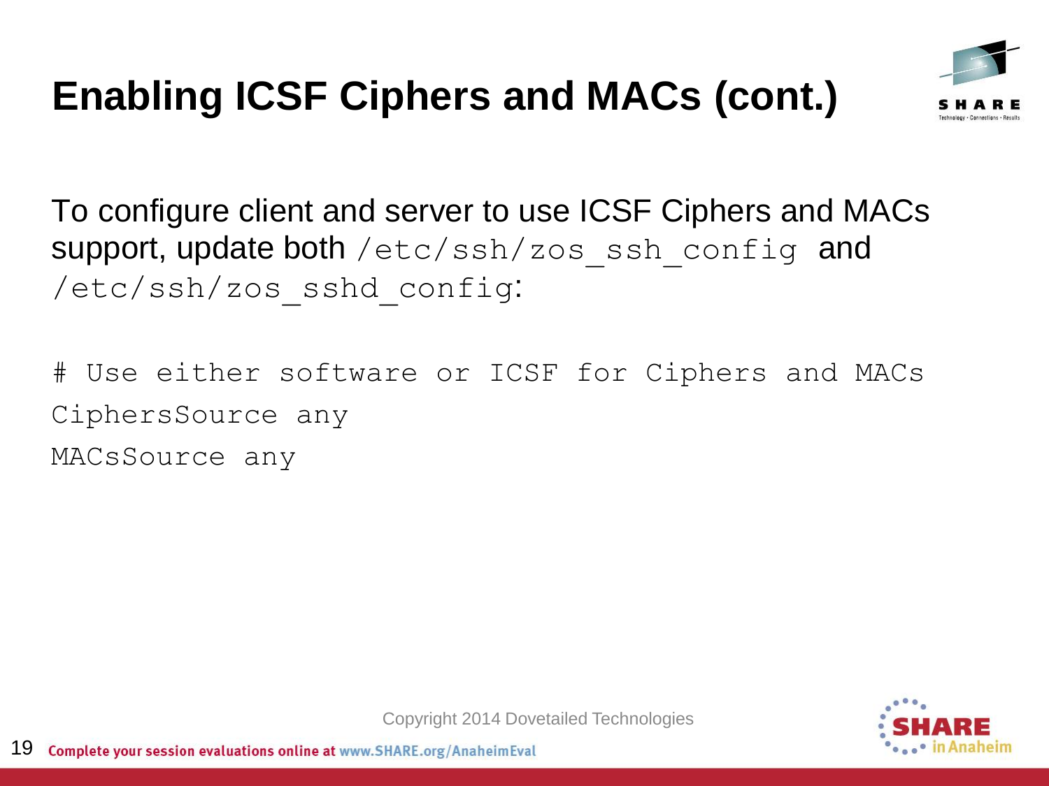# Enabling ICSF Ciphers and MACs (cont.)

To configure client and server to use ICSF Ciphers and MACs support, update both `/etc/ssh/zos_ssh_config` and `/etc/ssh/zos_sshd_config`:

```
# Use either software or ICSF for Ciphers and MACs
CiphersSource any
MACsSource any
```

Copyright 2014 Dovetailed Technologies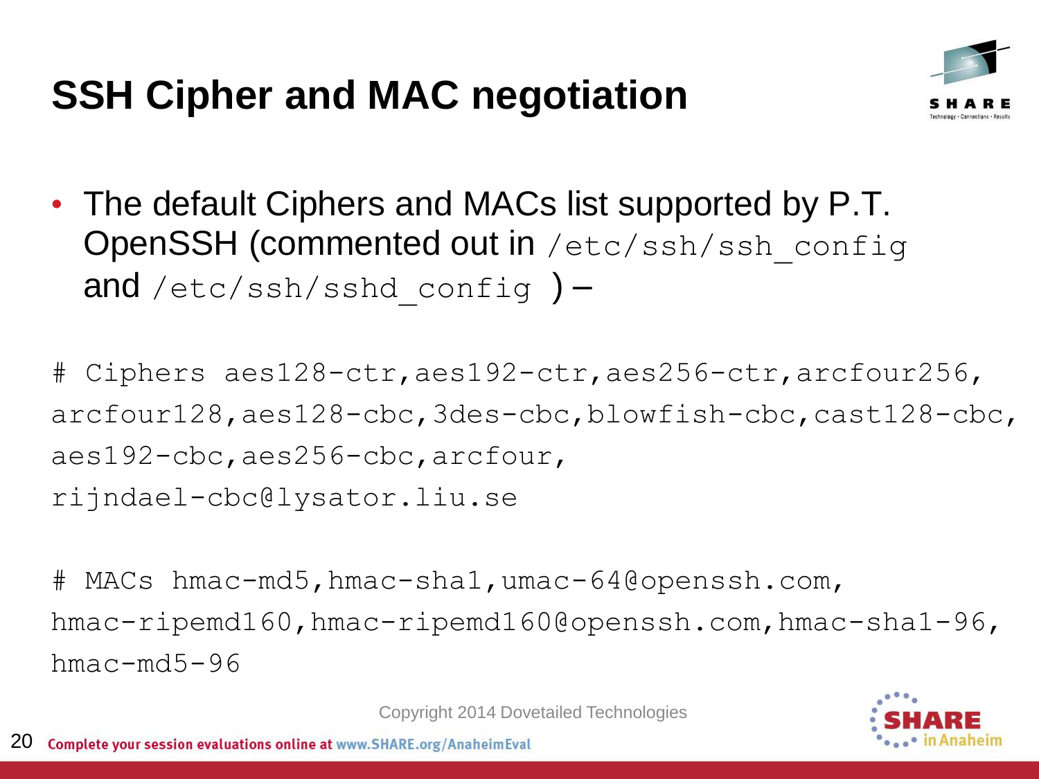# SSH Cipher and MAC negotiation

- The default Ciphers and MACs list supported by P.T. OpenSSH (commented out in `/etc/ssh/ssh_config` and `/etc/ssh/sshd_config` ) –

```
# Ciphers aes128-ctr,aes192-ctr,aes256-ctr,arcfour256,
arcfour128,aes128-cbc,3des-cbc,blowfish-cbc,cast128-cbc,
aes192-cbc,aes256-cbc,arcfour,
rijndael-cbc@lysator.liu.se

# MACs hmac-md5,hmac-sha1,umac-64@openssh.com,
hmac-ripemd160,hmac-ripemd160@openssh.com,hmac-sha1-96,
hmac-md5-96
```

Copyright 2014 Dovetailed Technologies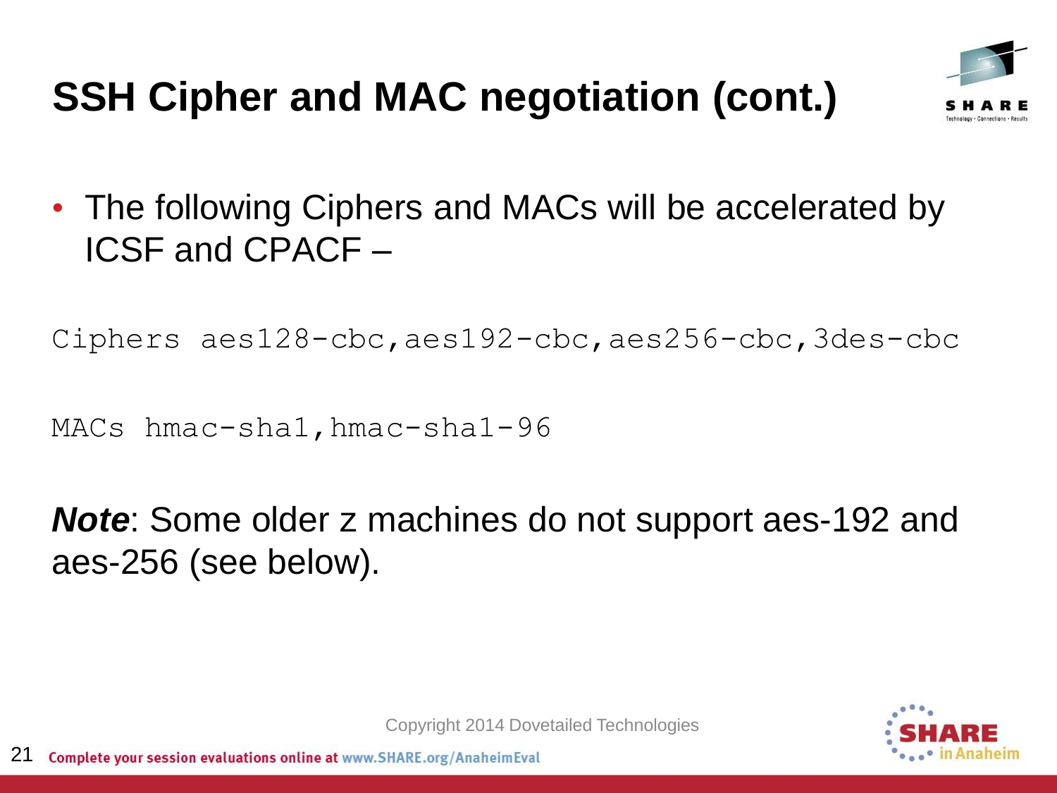# SSH Cipher and MAC negotiation (cont.)

- The following Ciphers and MACs will be accelerated by ICSF and CPACF –

```
Ciphers aes128-cbc,aes192-cbc,aes256-cbc,3des-cbc

MACs hmac-sha1,hmac-sha1-96
```

***Note***: Some older z machines do not support aes-192 and aes-256 (see below).

Copyright 2014 Dovetailed Technologies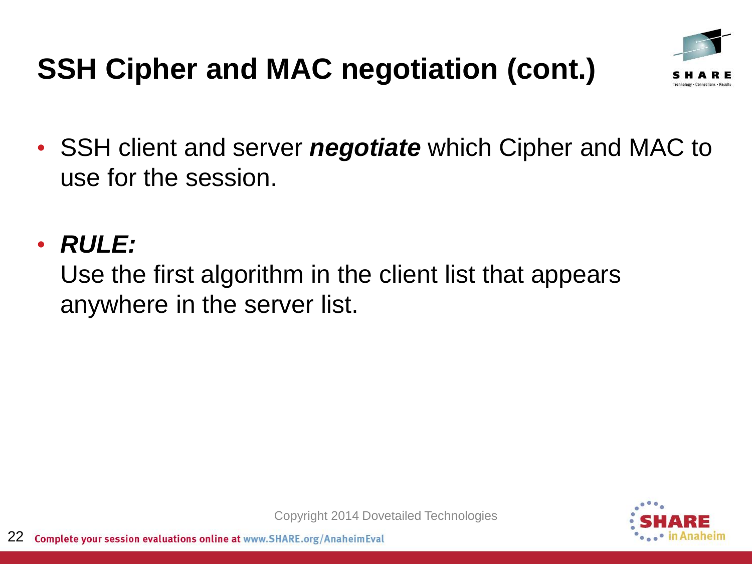# SSH Cipher and MAC negotiation (cont.)

- SSH client and server ***negotiate*** which Cipher and MAC to use for the session.

- ***RULE:***
  Use the first algorithm in the client list that appears anywhere in the server list.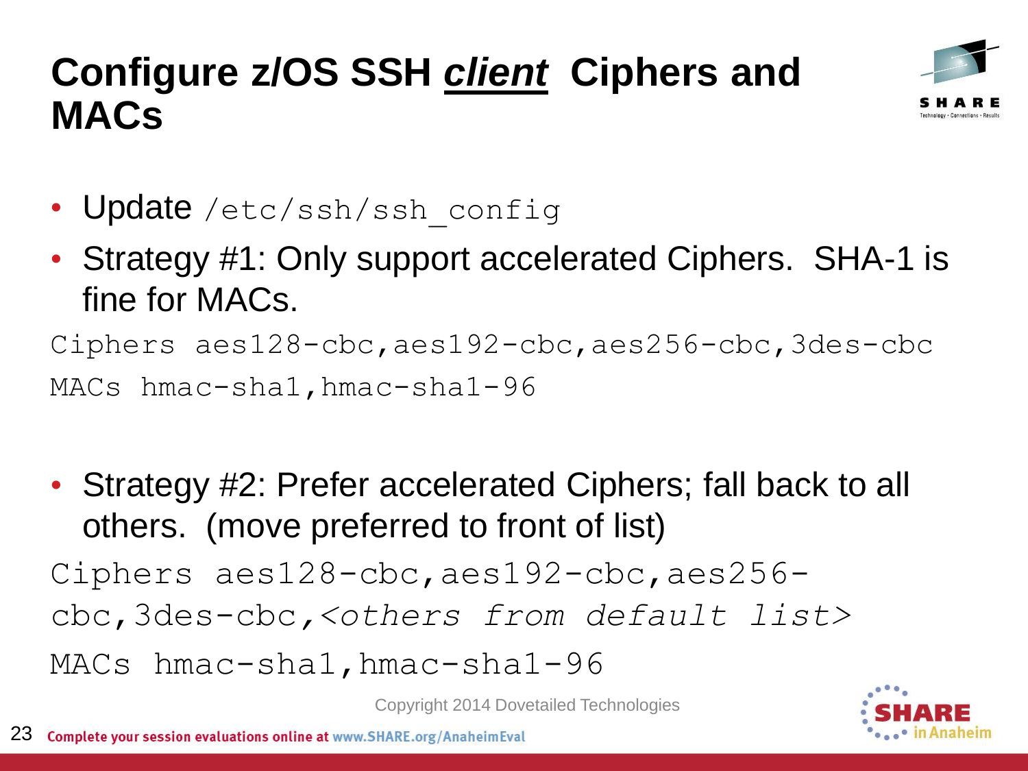# Configure z/OS SSH *client* Ciphers and MACs

- Update `/etc/ssh/ssh_config`
- Strategy #1: Only support accelerated Ciphers. SHA-1 is fine for MACs.

```
Ciphers aes128-cbc,aes192-cbc,aes256-cbc,3des-cbc
MACs hmac-sha1,hmac-sha1-96
```

- Strategy #2: Prefer accelerated Ciphers; fall back to all others. (move preferred to front of list)

```
Ciphers aes128-cbc,aes192-cbc,aes256-cbc,3des-cbc,<others from default list>
MACs hmac-sha1,hmac-sha1-96
```

Copyright 2014 Dovetailed Technologies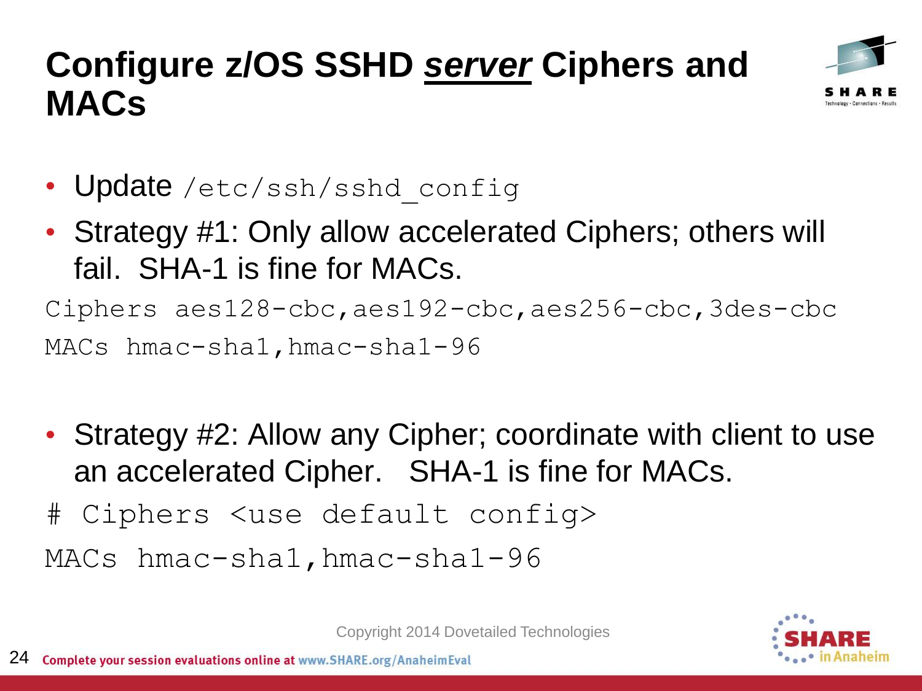# Configure z/OS SSHD _server_ Ciphers and MACs

- Update `/etc/ssh/sshd_config`
- Strategy #1: Only allow accelerated Ciphers; others will fail. SHA-1 is fine for MACs.

```
Ciphers aes128-cbc,aes192-cbc,aes256-cbc,3des-cbc
MACs hmac-sha1,hmac-sha1-96
```

- Strategy #2: Allow any Cipher; coordinate with client to use an accelerated Cipher. SHA-1 is fine for MACs.

```
# Ciphers <use default config>
MACs hmac-sha1,hmac-sha1-96
```

Copyright 2014 Dovetailed Technologies

Complete your session evaluations online at www.SHARE.org/AnaheimEval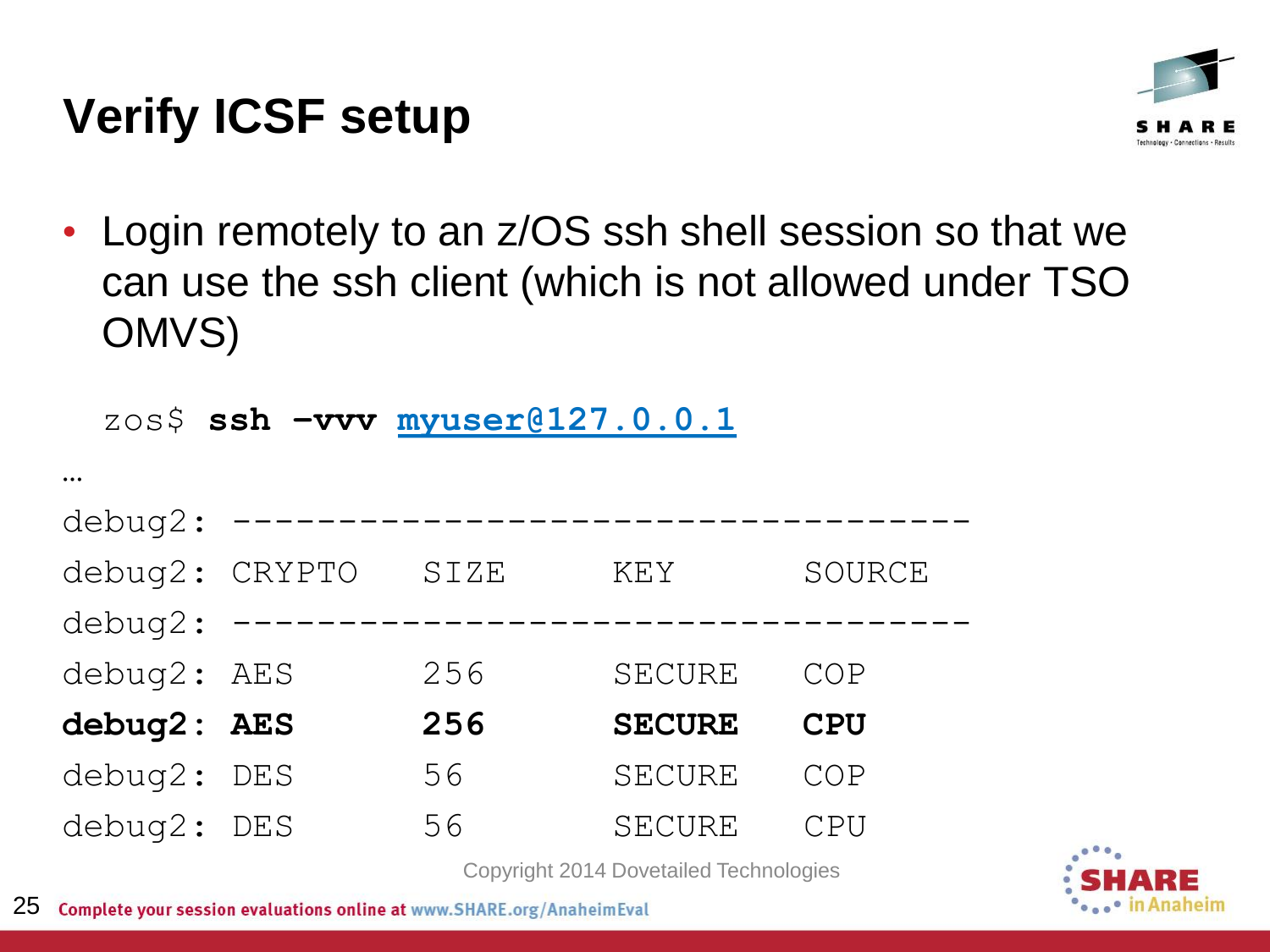# Verify ICSF setup

- Login remotely to an z/OS ssh shell session so that we can use the ssh client (which is not allowed under TSO OMVS)

```
zos$ ssh -vvv myuser@127.0.0.1
…
debug2: -----------------------------------
debug2: CRYPTO   SIZE     KEY      SOURCE
debug2: -----------------------------------
debug2: AES      256      SECURE   COP
debug2: AES      256      SECURE   CPU
debug2: DES      56       SECURE   COP
debug2: DES      56       SECURE   CPU
```

Copyright 2014 Dovetailed Technologies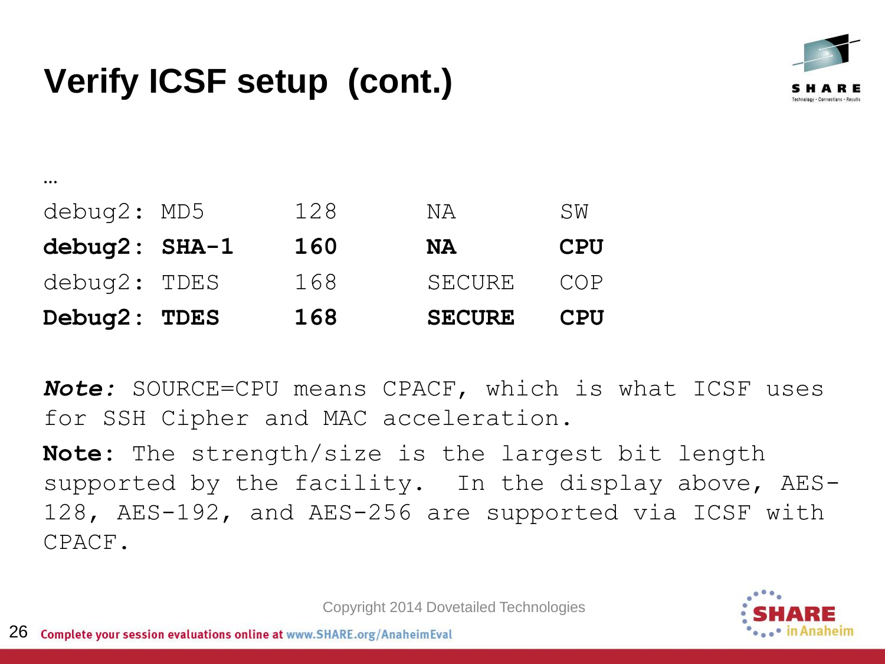# Verify ICSF setup (cont.)

```
…
debug2: MD5       128      NA       SW
debug2: SHA-1     160      NA       CPU
debug2: TDES      168      SECURE   COP
Debug2: TDES      168      SECURE   CPU
```

***Note:*** SOURCE=CPU means CPACF, which is what ICSF uses for SSH Cipher and MAC acceleration.

**Note:** The strength/size is the largest bit length supported by the facility. In the display above, AES-128, AES-192, and AES-256 are supported via ICSF with CPACF.

Copyright 2014 Dovetailed Technologies

Complete your session evaluations online at www.SHARE.org/AnaheimEval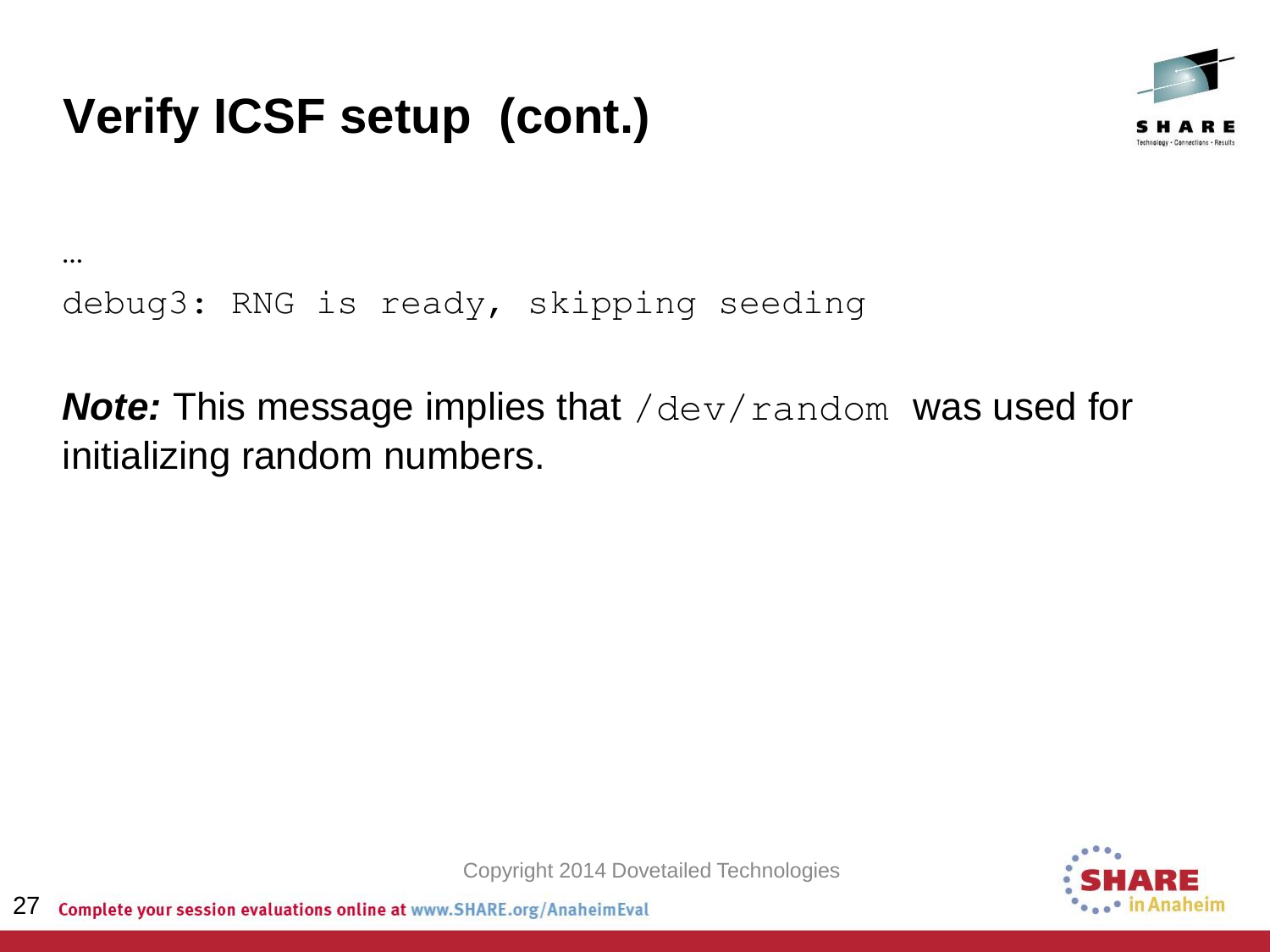# Verify ICSF setup (cont.)

```
…
debug3: RNG is ready, skipping seeding
```

***Note:*** This message implies that `/dev/random` was used for initializing random numbers.

Copyright 2014 Dovetailed Technologies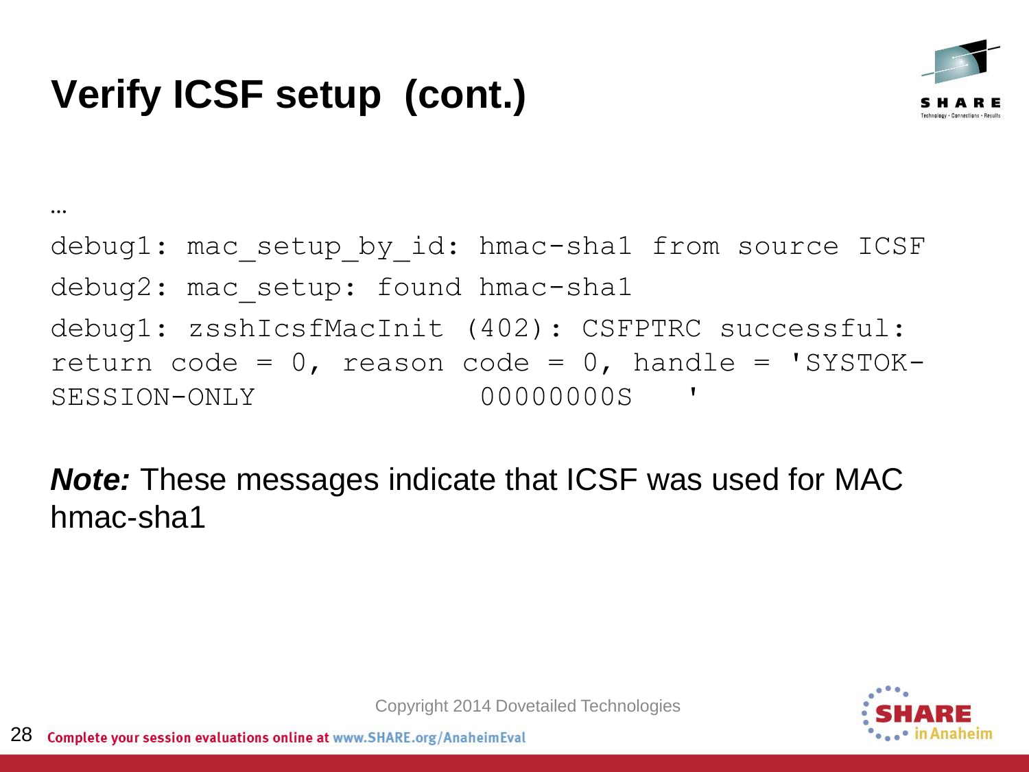# Verify ICSF setup (cont.)

```
…
debug1: mac_setup_by_id: hmac-sha1 from source ICSF
debug2: mac_setup: found hmac-sha1
debug1: zsshIcsfMacInit (402): CSFPTRC successful:
return code = 0, reason code = 0, handle = 'SYSTOK-
SESSION-ONLY                 00000000S   '
```

***Note:*** These messages indicate that ICSF was used for MAC hmac-sha1

Copyright 2014 Dovetailed Technologies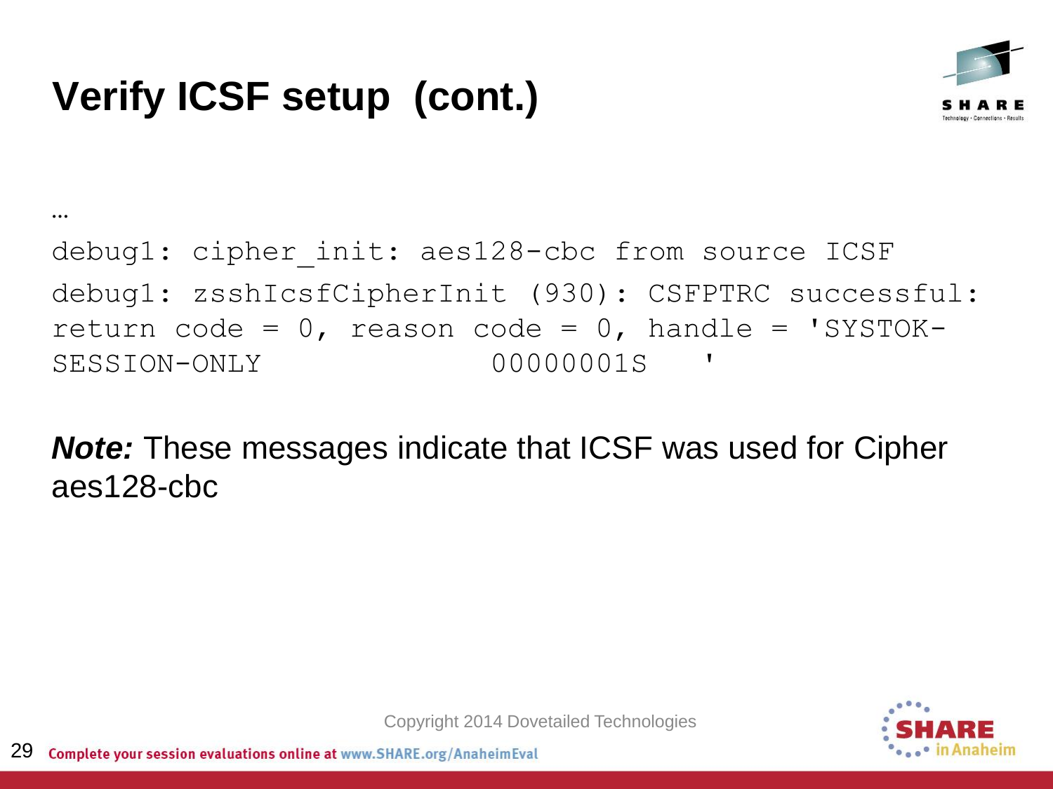# Verify ICSF setup (cont.)

…

```
debug1: cipher_init: aes128-cbc from source ICSF
debug1: zsshIcsfCipherInit (930): CSFPTRC successful: return code = 0, reason code = 0, handle = 'SYSTOK-SESSION-ONLY             00000001S   '
```

***Note:*** These messages indicate that ICSF was used for Cipher aes128-cbc

Copyright 2014 Dovetailed Technologies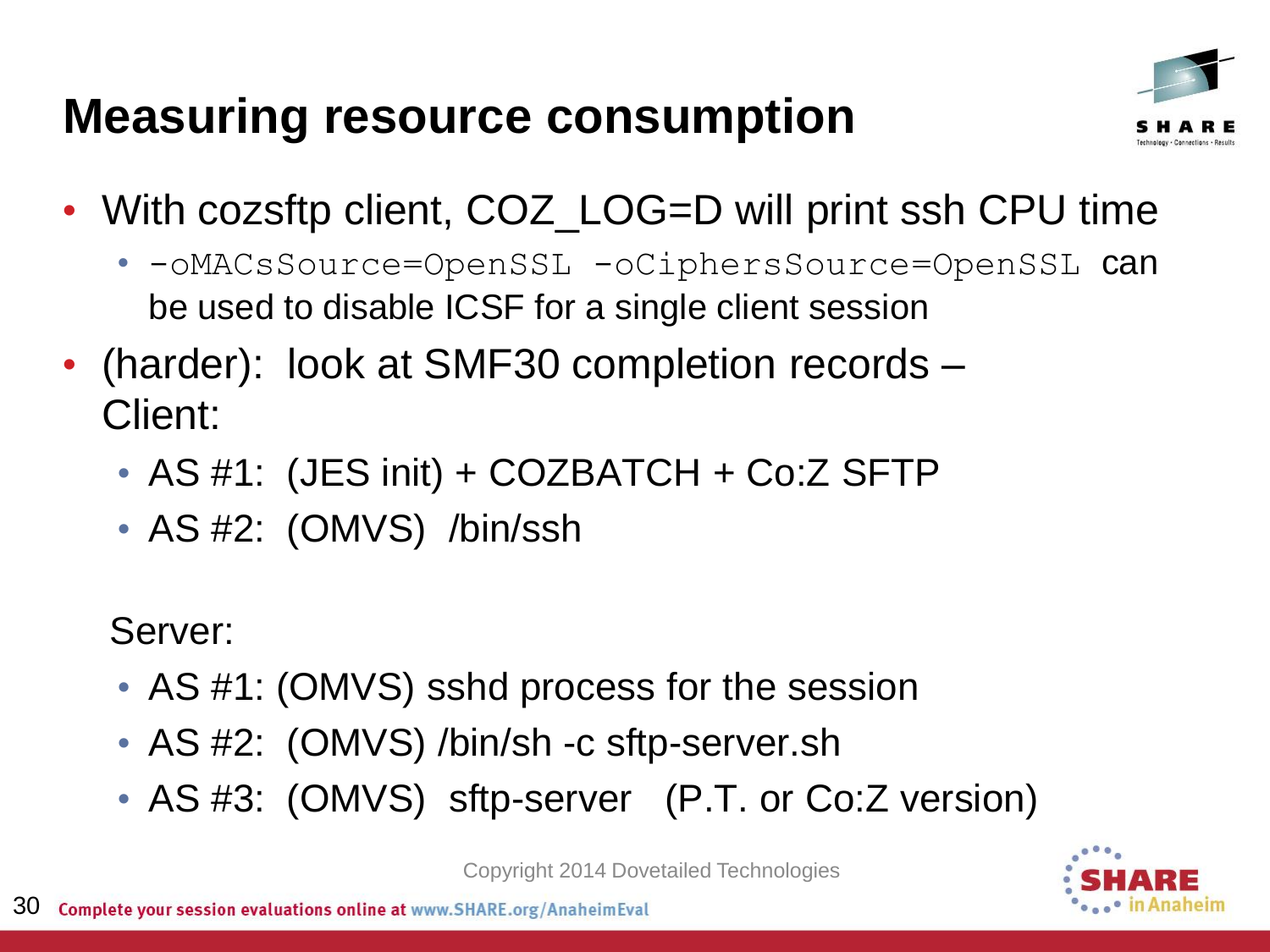# Measuring resource consumption

- With cozsftp client, COZ_LOG=D will print ssh CPU time
  - `-oMACsSource=OpenSSL -oCiphersSource=OpenSSL` can be used to disable ICSF for a single client session
- (harder): look at SMF30 completion records – Client:
  - AS #1: (JES init) + COZBATCH + Co:Z SFTP
  - AS #2: (OMVS) /bin/ssh

  Server:
  - AS #1: (OMVS) sshd process for the session
  - AS #2: (OMVS) /bin/sh -c sftp-server.sh
  - AS #3: (OMVS) sftp-server (P.T. or Co:Z version)

Copyright 2014 Dovetailed Technologies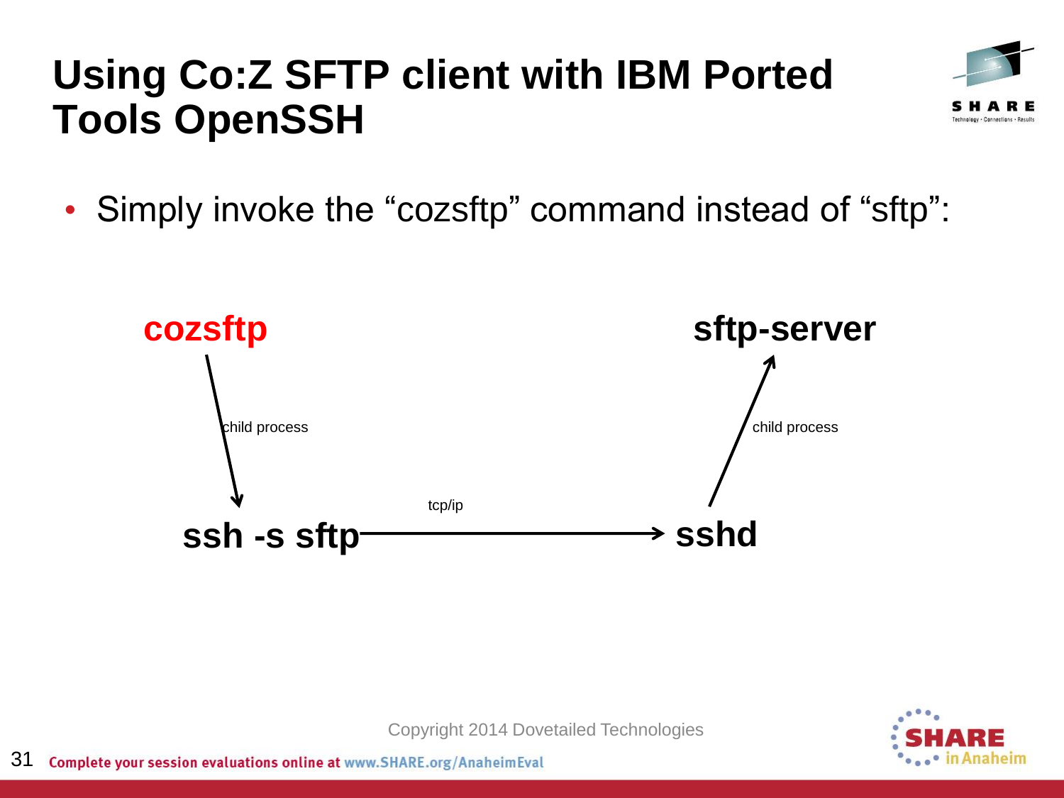# Using Co:Z SFTP client with IBM Ported Tools OpenSSH

- Simply invoke the “cozsftp” command instead of “sftp”:

**cozsftp** → (child process) → **ssh -s sftp** → (tcp/ip) → **sshd** → (child process) → **sftp-server**

Copyright 2014 Dovetailed Technologies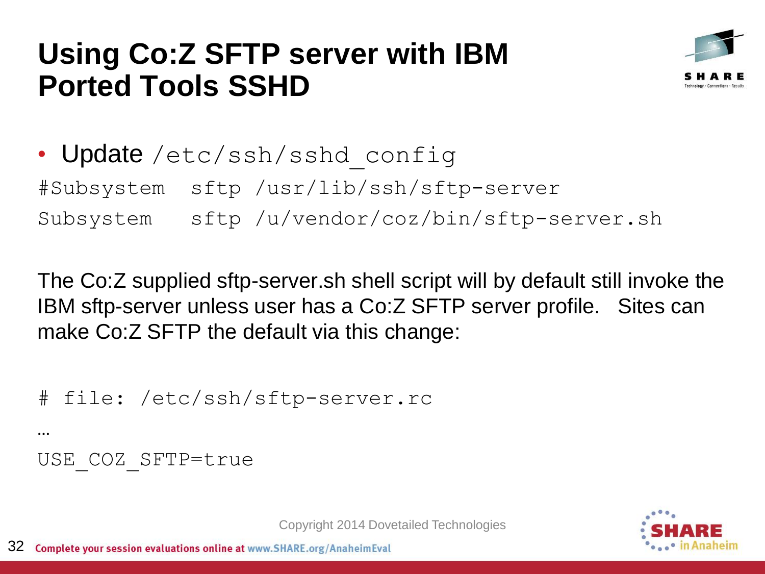# Using Co:Z SFTP server with IBM Ported Tools SSHD

- Update `/etc/ssh/sshd_config`

```
#Subsystem  sftp /usr/lib/ssh/sftp-server
Subsystem   sftp /u/vendor/coz/bin/sftp-server.sh
```

The Co:Z supplied sftp-server.sh shell script will by default still invoke the IBM sftp-server unless user has a Co:Z SFTP server profile. Sites can make Co:Z SFTP the default via this change:

```
# file: /etc/ssh/sftp-server.rc
…
USE_COZ_SFTP=true
```

Copyright 2014 Dovetailed Technologies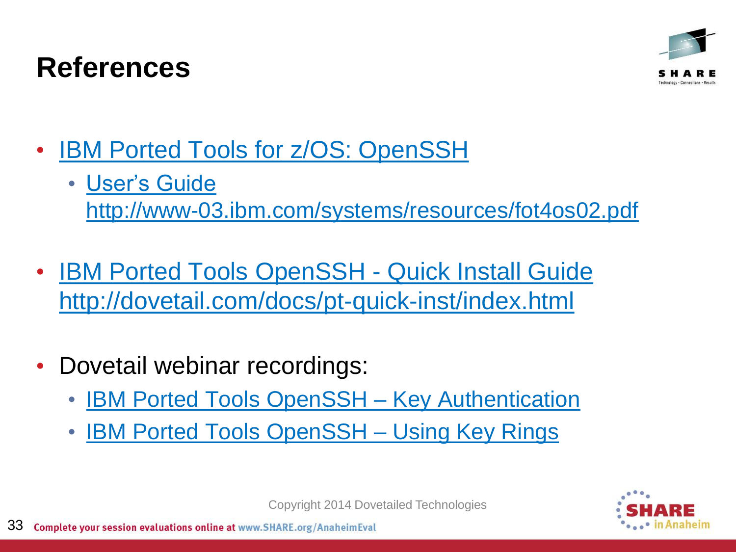# References

- IBM Ported Tools for z/OS: OpenSSH
  - User's Guide
    http://www-03.ibm.com/systems/resources/fot4os02.pdf
- IBM Ported Tools OpenSSH - Quick Install Guide
  http://dovetail.com/docs/pt-quick-inst/index.html
- Dovetail webinar recordings:
  - IBM Ported Tools OpenSSH – Key Authentication
  - IBM Ported Tools OpenSSH – Using Key Rings

Copyright 2014 Dovetailed Technologies